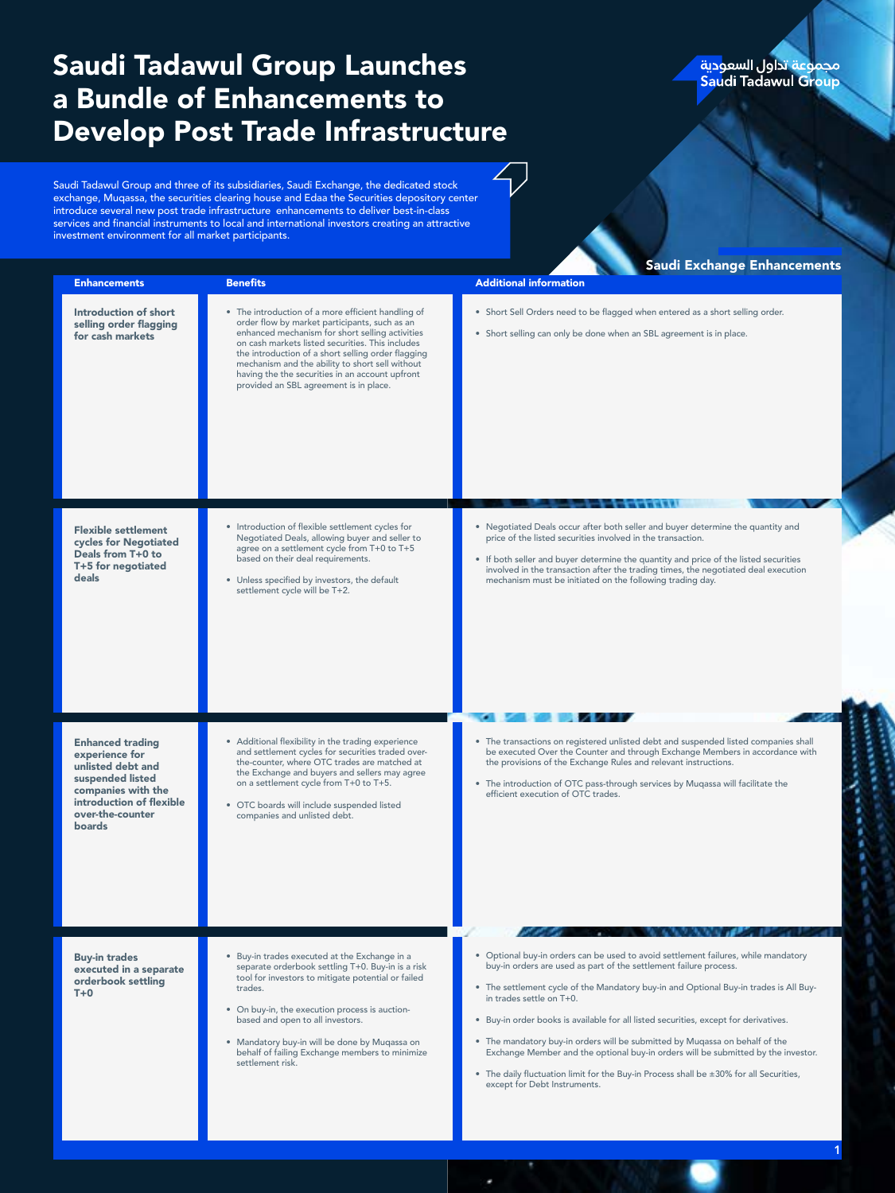# Saudi Tadawul Group Launches a Bundle of Enhancements to Develop Post Trade Infrastructure

مجموعة تداول السعودية
Saudi Tadawul Group

Saudi Tadawul Group and three of its subsidiaries, Saudi Exchange, the dedicated stock exchange, Muqassa, the securities clearing house and Edaa the Securities depository center introduce several new post trade infrastructure enhancements to deliver best-in-class services and financial instruments to local and international investors creating an attractive investment environment for all market participants.

## Saudi Exchange Enhancements

| Enhancements | Benefits | Additional information |
|---|---|---|
| **Introduction of short selling order flagging for cash markets** | • The introduction of a more efficient handling of order flow by market participants, such as an enhanced mechanism for short selling activities on cash markets listed securities. This includes the introduction of a short selling order flagging mechanism and the ability to short sell without having the the securities in an account upfront provided an SBL agreement is in place. | • Short Sell Orders need to be flagged when entered as a short selling order.<br>• Short selling can only be done when an SBL agreement is in place. |
| **Flexible settlement cycles for Negotiated Deals from T+0 to T+5 for negotiated deals** | • Introduction of flexible settlement cycles for Negotiated Deals, allowing buyer and seller to agree on a settlement cycle from T+0 to T+5 based on their deal requirements.<br>• Unless specified by investors, the default settlement cycle will be T+2. | • Negotiated Deals occur after both seller and buyer determine the quantity and price of the listed securities involved in the transaction.<br>• If both seller and buyer determine the quantity and price of the listed securities involved in the transaction after the trading times, the negotiated deal execution mechanism must be initiated on the following trading day. |
| **Enhanced trading experience for unlisted debt and suspended listed companies with the introduction of flexible over-the-counter boards** | • Additional flexibility in the trading experience and settlement cycles for securities traded over-the-counter, where OTC trades are matched at the Exchange and buyers and sellers may agree on a settlement cycle from T+0 to T+5.<br>• OTC boards will include suspended listed companies and unlisted debt. | • The transactions on registered unlisted debt and suspended listed companies shall be executed Over the Counter and through Exchange Members in accordance with the provisions of the Exchange Rules and relevant instructions.<br>• The introduction of OTC pass-through services by Muqassa will facilitate the efficient execution of OTC trades. |
| **Buy-in trades executed in a separate orderbook settling T+0** | • Buy-in trades executed at the Exchange in a separate orderbook settling T+0. Buy-in is a risk tool for investors to mitigate potential or failed trades.<br>• On buy-in, the execution process is auction-based and open to all investors.<br>• Mandatory buy-in will be done by Muqassa on behalf of failing Exchange members to minimize settlement risk. | • Optional buy-in orders can be used to avoid settlement failures, while mandatory buy-in orders are used as part of the settlement failure process.<br>• The settlement cycle of the Mandatory buy-in and Optional Buy-in trades is All Buy-in trades settle on T+0.<br>• Buy-in order books is available for all listed securities, except for derivatives.<br>• The mandatory buy-in orders will be submitted by Muqassa on behalf of the Exchange Member and the optional buy-in orders will be submitted by the investor.<br>• The daily fluctuation limit for the Buy-in Process shall be ±30% for all Securities, except for Debt Instruments. |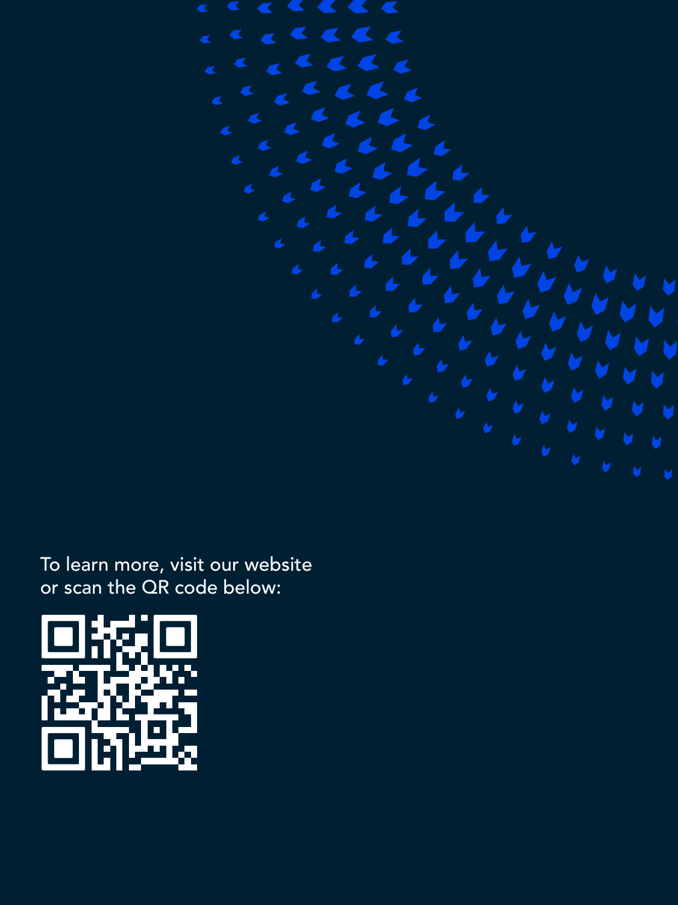To learn more, visit our website
or scan the QR code below: